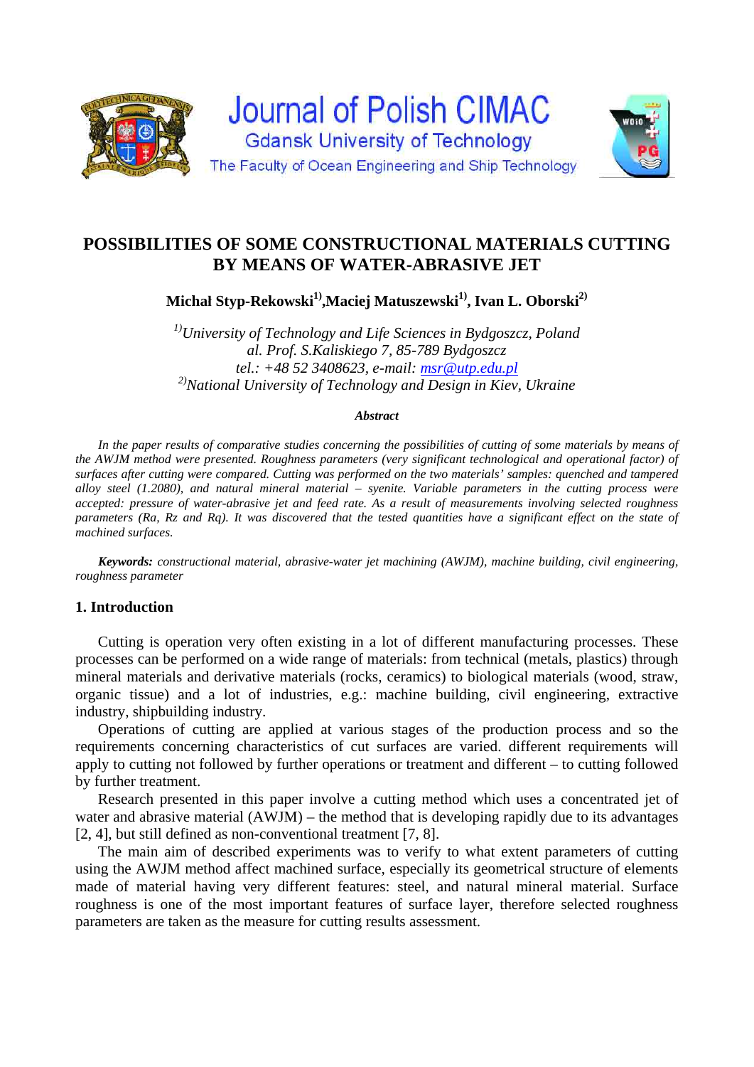# POSSIBILITIES OF SOME CONSTRUCTIONAL MATERIALS CUTTING BY MEANS OF WATER-ABRASIVE JET

**Michał Styp-Rekowski[1], Maciej Matuszewski[1], Ivan L. Oborski[2]**

*[1] University of Technology and Life Sciences in Bydgoszcz, Poland*
*al. Prof. S.Kaliskiego 7, 85-789 Bydgoszcz*
*tel.: +48 52 3408623, e-mail: msr@utp.edu.pl*
*[2] National University of Technology and Design in Kiev, Ukraine*

***Abstract***

*In the paper results of comparative studies concerning the possibilities of cutting of some materials by means of the AWJM method were presented. Roughness parameters (very significant technological and operational factor) of surfaces after cutting were compared. Cutting was performed on the two materials' samples: quenched and tampered alloy steel (1.2080), and natural mineral material – syenite. Variable parameters in the cutting process were accepted: pressure of water-abrasive jet and feed rate. As a result of measurements involving selected roughness parameters (Ra, Rz and Rq). It was discovered that the tested quantities have a significant effect on the state of machined surfaces.*

***Keywords:*** *constructional material, abrasive-water jet machining (AWJM), machine building, civil engineering, roughness parameter*

## 1. Introduction

Cutting is operation very often existing in a lot of different manufacturing processes. These processes can be performed on a wide range of materials: from technical (metals, plastics) through mineral materials and derivative materials (rocks, ceramics) to biological materials (wood, straw, organic tissue) and a lot of industries, e.g.: machine building, civil engineering, extractive industry, shipbuilding industry.

Operations of cutting are applied at various stages of the production process and so the requirements concerning characteristics of cut surfaces are varied. different requirements will apply to cutting not followed by further operations or treatment and different – to cutting followed by further treatment.

Research presented in this paper involve a cutting method which uses a concentrated jet of water and abrasive material (AWJM) – the method that is developing rapidly due to its advantages [2, 4], but still defined as non-conventional treatment [7, 8].

The main aim of described experiments was to verify to what extent parameters of cutting using the AWJM method affect machined surface, especially its geometrical structure of elements made of material having very different features: steel, and natural mineral material. Surface roughness is one of the most important features of surface layer, therefore selected roughness parameters are taken as the measure for cutting results assessment.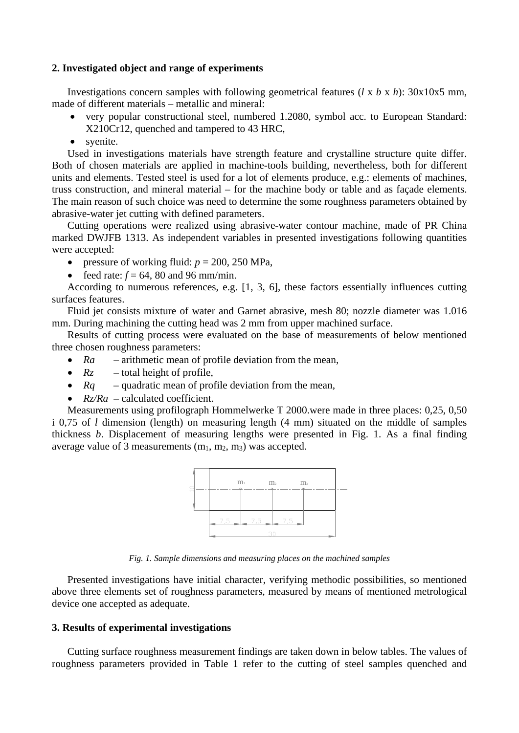## 2. Investigated object and range of experiments

Investigations concern samples with following geometrical features (*l* x *b* x *h*): 30x10x5 mm, made of different materials – metallic and mineral:

- very popular constructional steel, numbered 1.2080, symbol acc. to European Standard: X210Cr12, quenched and tampered to 43 HRC,
- syenite.

Used in investigations materials have strength feature and crystalline structure quite differ. Both of chosen materials are applied in machine-tools building, nevertheless, both for different units and elements. Tested steel is used for a lot of elements produce, e.g.: elements of machines, truss construction, and mineral material – for the machine body or table and as façade elements. The main reason of such choice was need to determine the some roughness parameters obtained by abrasive-water jet cutting with defined parameters.

Cutting operations were realized using abrasive-water contour machine, made of PR China marked DWJFB 1313. As independent variables in presented investigations following quantities were accepted:

- pressure of working fluid: $p$ = 200, 250 MPa,
- feed rate: $f$ = 64, 80 and 96 mm/min.

According to numerous references, e.g. [1, 3, 6], these factors essentially influences cutting surfaces features.

Fluid jet consists mixture of water and Garnet abrasive, mesh 80; nozzle diameter was 1.016 mm. During machining the cutting head was 2 mm from upper machined surface.

Results of cutting process were evaluated on the base of measurements of below mentioned three chosen roughness parameters:

- *Ra* – arithmetic mean of profile deviation from the mean,
- *Rz* – total height of profile,
- *Rq* – quadratic mean of profile deviation from the mean,
- *Rz/Ra* – calculated coefficient.

Measurements using profilograph Hommelwerke T 2000.were made in three places: 0,25, 0,50 i 0,75 of *l* dimension (length) on measuring length (4 mm) situated on the middle of samples thickness *b*. Displacement of measuring lengths were presented in Fig. 1. As a final finding average value of 3 measurements ($m_1$, $m_2$, $m_3$) was accepted.

*Fig. 1. Sample dimensions and measuring places on the machined samples*

Presented investigations have initial character, verifying methodic possibilities, so mentioned above three elements set of roughness parameters, measured by means of mentioned metrological device one accepted as adequate.

## 3. Results of experimental investigations

Cutting surface roughness measurement findings are taken down in below tables. The values of roughness parameters provided in Table 1 refer to the cutting of steel samples quenched and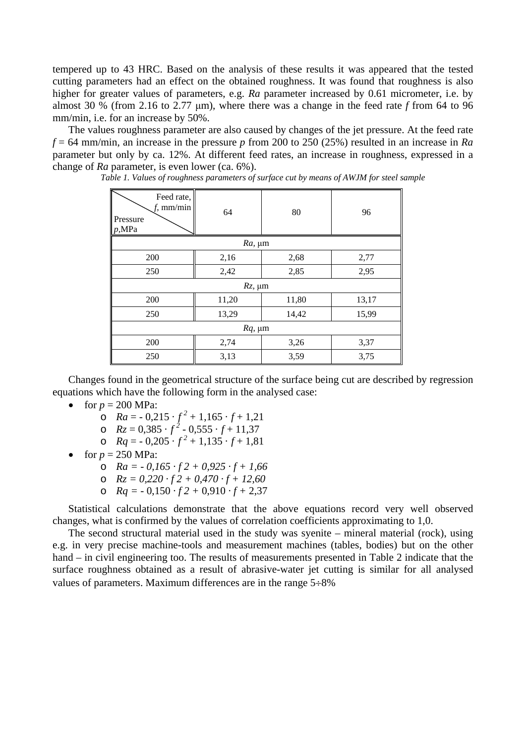tempered up to 43 HRC. Based on the analysis of these results it was appeared that the tested cutting parameters had an effect on the obtained roughness. It was found that roughness is also higher for greater values of parameters, e.g. *Ra* parameter increased by 0.61 micrometer, i.e. by almost 30 % (from 2.16 to 2.77 μm), where there was a change in the feed rate *f* from 64 to 96 mm/min, i.e. for an increase by 50%.

The values roughness parameter are also caused by changes of the jet pressure. At the feed rate $f$ = 64 mm/min, an increase in the pressure *p* from 200 to 250 (25%) resulted in an increase in *Ra* parameter but only by ca. 12%. At different feed rates, an increase in roughness, expressed in a change of *Ra* parameter, is even lower (ca. 6%).

*Table 1. Values of roughness parameters of surface cut by means of AWJM for steel sample*

| Pressure *p*,MPa \ Feed rate, *f*, mm/min | 64 | 80 | 96 |
|---|---|---|---|
| *Ra*, μm | | | |
| 200 | 2,16 | 2,68 | 2,77 |
| 250 | 2,42 | 2,85 | 2,95 |
| *Rz*, μm | | | |
| 200 | 11,20 | 11,80 | 13,17 |
| 250 | 13,29 | 14,42 | 15,99 |
| *Rq*, μm | | | |
| 200 | 2,74 | 3,26 | 3,37 |
| 250 | 3,13 | 3,59 | 3,75 |

Changes found in the geometrical structure of the surface being cut are described by regression equations which have the following form in the analysed case:

- for $p$ = 200 MPa:
  - $Ra = -0{,}215 \cdot f^2 + 1{,}165 \cdot f + 1{,}21$
  - $Rz = 0{,}385 \cdot f^2 - 0{,}555 \cdot f + 11{,}37$
  - $Rq = -0{,}205 \cdot f^2 + 1{,}135 \cdot f + 1{,}81$
- for $p$ = 250 MPa:
  - $Ra = -0{,}165 \cdot f\,2 + 0{,}925 \cdot f + 1{,}66$
  - $Rz = 0{,}220 \cdot f\,2 + 0{,}470 \cdot f + 12{,}60$
  - $Rq = -0{,}150 \cdot f\,2 + 0{,}910 \cdot f + 2{,}37$

Statistical calculations demonstrate that the above equations record very well observed changes, what is confirmed by the values of correlation coefficients approximating to 1,0.

The second structural material used in the study was syenite – mineral material (rock), using e.g. in very precise machine-tools and measurement machines (tables, bodies) but on the other hand – in civil engineering too. The results of measurements presented in Table 2 indicate that the surface roughness obtained as a result of abrasive-water jet cutting is similar for all analysed values of parameters. Maximum differences are in the range 5÷8%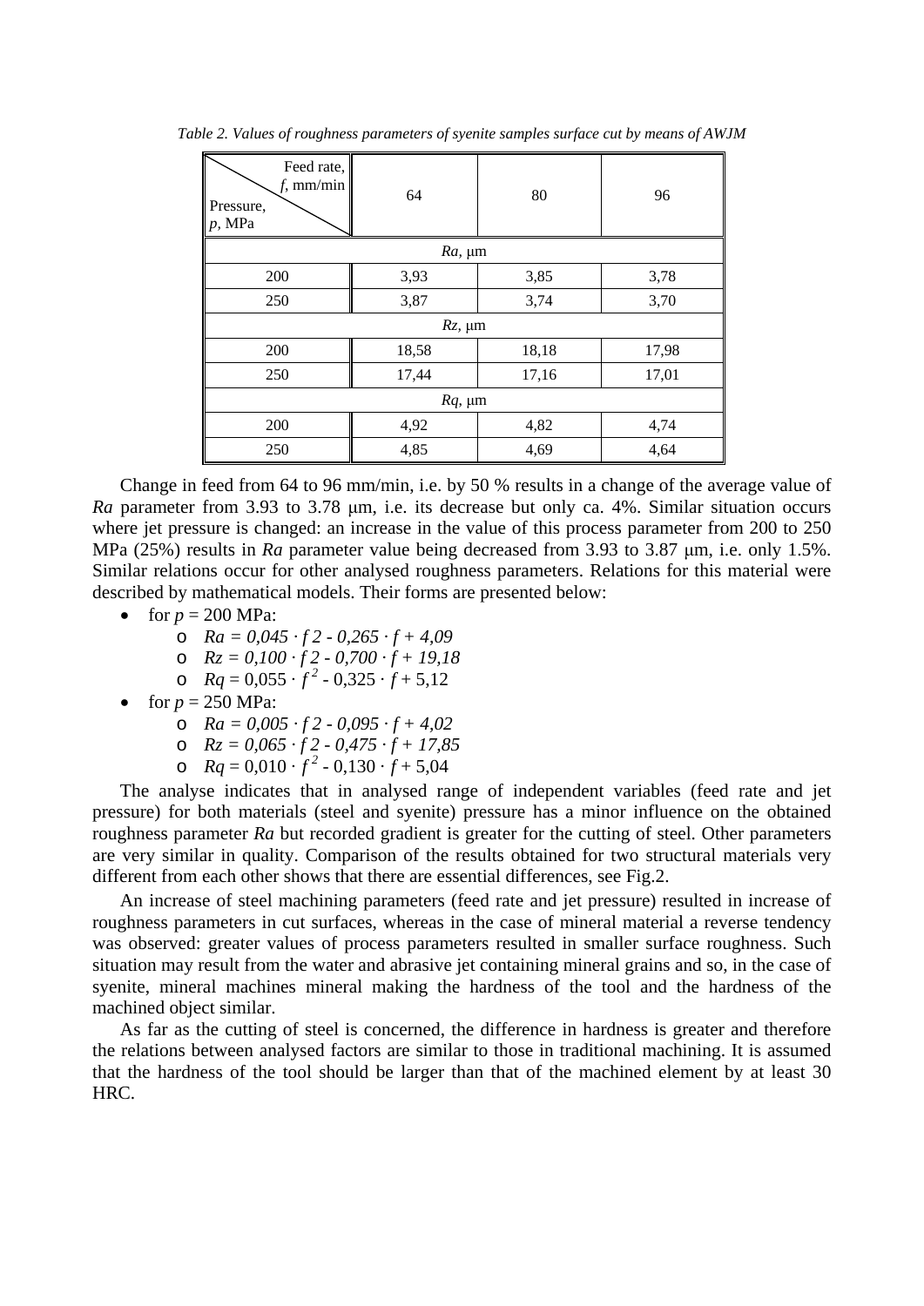*Table 2. Values of roughness parameters of syenite samples surface cut by means of AWJM*

| Pressure, $p$, MPa \ Feed rate, $f$, mm/min | 64 | 80 | 96 |
|---|---|---|---|
| $Ra$, μm | | | |
| 200 | 3,93 | 3,85 | 3,78 |
| 250 | 3,87 | 3,74 | 3,70 |
| $Rz$, μm | | | |
| 200 | 18,58 | 18,18 | 17,98 |
| 250 | 17,44 | 17,16 | 17,01 |
| $Rq$, μm | | | |
| 200 | 4,92 | 4,82 | 4,74 |
| 250 | 4,85 | 4,69 | 4,64 |

Change in feed from 64 to 96 mm/min, i.e. by 50 % results in a change of the average value of *Ra* parameter from 3.93 to 3.78 μm, i.e. its decrease but only ca. 4%. Similar situation occurs where jet pressure is changed: an increase in the value of this process parameter from 200 to 250 MPa (25%) results in *Ra* parameter value being decreased from 3.93 to 3.87 μm, i.e. only 1.5%. Similar relations occur for other analysed roughness parameters. Relations for this material were described by mathematical models. Their forms are presented below:

- for $p$ = 200 MPa:
  - $Ra = 0{,}045 \cdot f\,2 - 0{,}265 \cdot f + 4{,}09$
  - $Rz = 0{,}100 \cdot f\,2 - 0{,}700 \cdot f + 19{,}18$
  - $Rq = 0{,}055 \cdot f^{2} - 0{,}325 \cdot f + 5{,}12$
- for $p$ = 250 MPa:
  - $Ra = 0{,}005 \cdot f\,2 - 0{,}095 \cdot f + 4{,}02$
  - $Rz = 0{,}065 \cdot f\,2 - 0{,}475 \cdot f + 17{,}85$
  - $Rq = 0{,}010 \cdot f^{2} - 0{,}130 \cdot f + 5{,}04$

The analyse indicates that in analysed range of independent variables (feed rate and jet pressure) for both materials (steel and syenite) pressure has a minor influence on the obtained roughness parameter *Ra* but recorded gradient is greater for the cutting of steel. Other parameters are very similar in quality. Comparison of the results obtained for two structural materials very different from each other shows that there are essential differences, see Fig.2.

An increase of steel machining parameters (feed rate and jet pressure) resulted in increase of roughness parameters in cut surfaces, whereas in the case of mineral material a reverse tendency was observed: greater values of process parameters resulted in smaller surface roughness. Such situation may result from the water and abrasive jet containing mineral grains and so, in the case of syenite, mineral machines mineral making the hardness of the tool and the hardness of the machined object similar.

As far as the cutting of steel is concerned, the difference in hardness is greater and therefore the relations between analysed factors are similar to those in traditional machining. It is assumed that the hardness of the tool should be larger than that of the machined element by at least 30 HRC.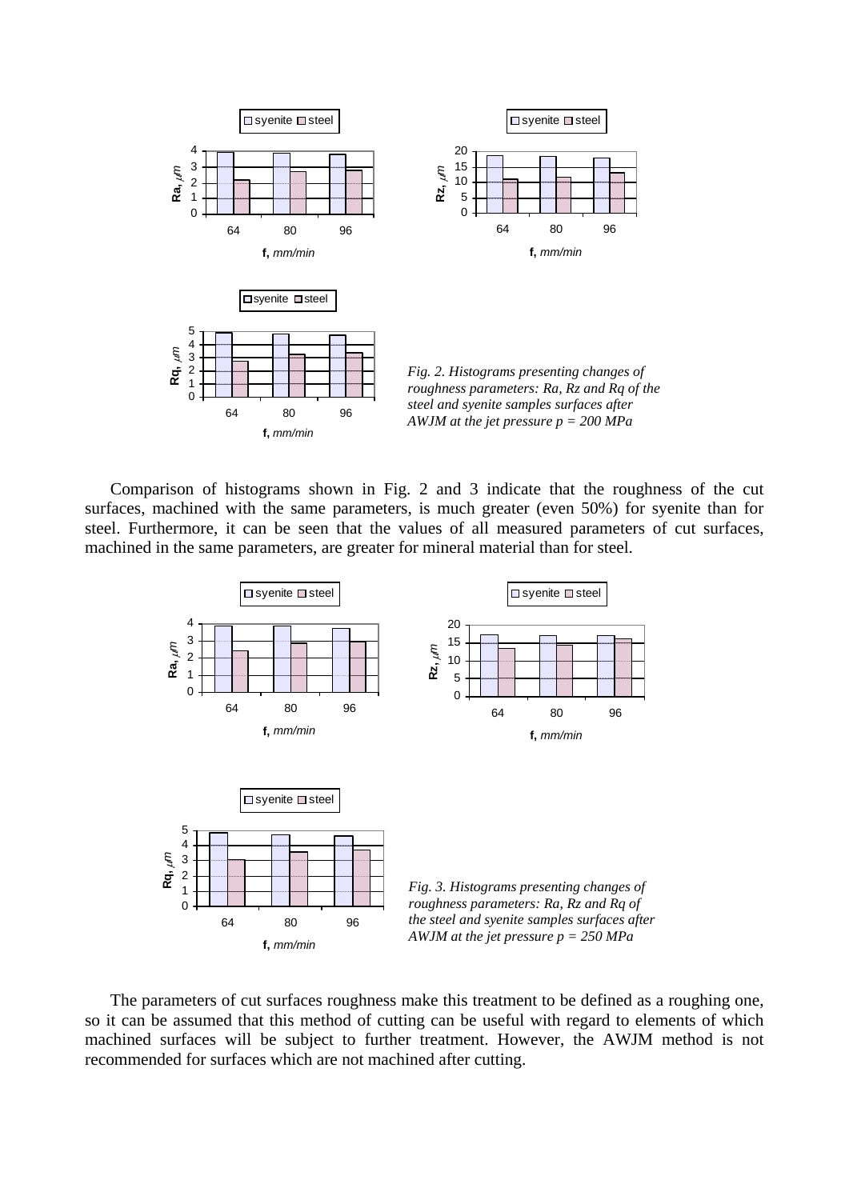*Fig. 2. Histograms presenting changes of roughness parameters: Ra, Rz and Rq of the steel and syenite samples surfaces after AWJM at the jet pressure p = 200 MPa*

Comparison of histograms shown in Fig. 2 and 3 indicate that the roughness of the cut surfaces, machined with the same parameters, is much greater (even 50%) for syenite than for steel. Furthermore, it can be seen that the values of all measured parameters of cut surfaces, machined in the same parameters, are greater for mineral material than for steel.

*Fig. 3. Histograms presenting changes of roughness parameters: Ra, Rz and Rq of the steel and syenite samples surfaces after AWJM at the jet pressure p = 250 MPa*

The parameters of cut surfaces roughness make this treatment to be defined as a roughing one, so it can be assumed that this method of cutting can be useful with regard to elements of which machined surfaces will be subject to further treatment. However, the AWJM method is not recommended for surfaces which are not machined after cutting.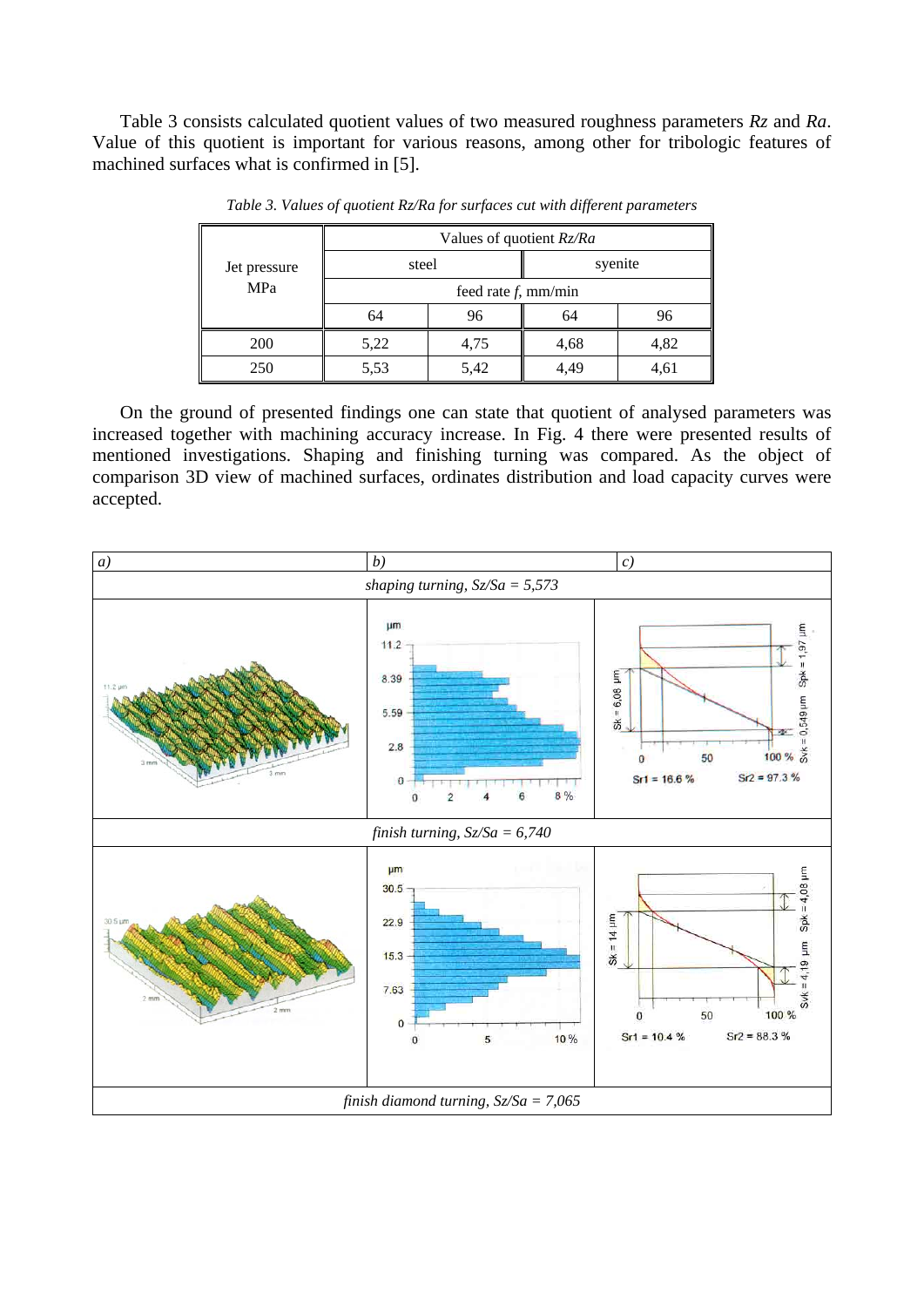Table 3 consists calculated quotient values of two measured roughness parameters *Rz* and *Ra*. Value of this quotient is important for various reasons, among other for tribologic features of machined surfaces what is confirmed in [5].

*Table 3. Values of quotient Rz/Ra for surfaces cut with different parameters*

| Jet pressure MPa | Values of quotient *Rz/Ra* | | | |
|---|---|---|---|---|
| | steel | | syenite | |
| | feed rate *f*, mm/min | | | |
| | 64 | 96 | 64 | 96 |
| 200 | 5,22 | 4,75 | 4,68 | 4,82 |
| 250 | 5,53 | 5,42 | 4,49 | 4,61 |

On the ground of presented findings one can state that quotient of analysed parameters was increased together with machining accuracy increase. In Fig. 4 there were presented results of mentioned investigations. Shaping and finishing turning was compared. As the object of comparison 3D view of machined surfaces, ordinates distribution and load capacity curves were accepted.

| *a)* | *b)* | *c)* |
|---|---|---|
| | *shaping turning, Sz/Sa = 5,573* | |
| | *finish turning, Sz/Sa = 6,740* | |
| | *finish diamond turning, Sz/Sa = 7,065* | |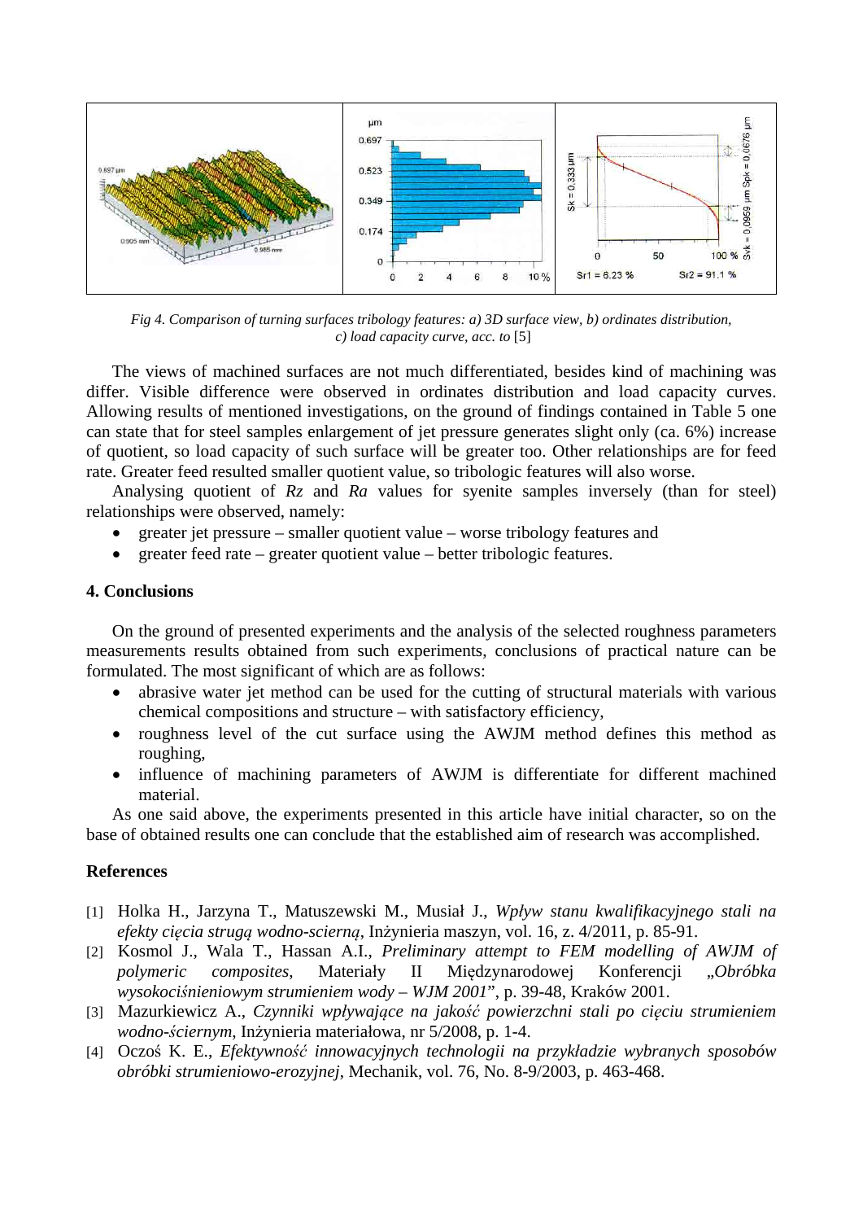*Fig 4. Comparison of turning surfaces tribology features: a) 3D surface view, b) ordinates distribution, c) load capacity curve, acc. to* [5]

The views of machined surfaces are not much differentiated, besides kind of machining was differ. Visible difference were observed in ordinates distribution and load capacity curves. Allowing results of mentioned investigations, on the ground of findings contained in Table 5 one can state that for steel samples enlargement of jet pressure generates slight only (ca. 6%) increase of quotient, so load capacity of such surface will be greater too. Other relationships are for feed rate. Greater feed resulted smaller quotient value, so tribologic features will also worse.

Analysing quotient of *Rz* and *Ra* values for syenite samples inversely (than for steel) relationships were observed, namely:

- greater jet pressure – smaller quotient value – worse tribology features and
- greater feed rate – greater quotient value – better tribologic features.

## 4. Conclusions

On the ground of presented experiments and the analysis of the selected roughness parameters measurements results obtained from such experiments, conclusions of practical nature can be formulated. The most significant of which are as follows:

- abrasive water jet method can be used for the cutting of structural materials with various chemical compositions and structure – with satisfactory efficiency,
- roughness level of the cut surface using the AWJM method defines this method as roughing,
- influence of machining parameters of AWJM is differentiate for different machined material.

As one said above, the experiments presented in this article have initial character, so on the base of obtained results one can conclude that the established aim of research was accomplished.

## References

[1] Holka H., Jarzyna T., Matuszewski M., Musiał J., *Wpływ stanu kwalifikacyjnego stali na efekty cięcia strugą wodno-ścierną*, Inżynieria maszyn, vol. 16, z. 4/2011, p. 85-91.

[2] Kosmol J., Wala T., Hassan A.I., *Preliminary attempt to FEM modelling of AWJM of polymeric composites*, Materiały II Międzynarodowej Konferencji „*Obróbka wysokociśnieniowym strumieniem wody – WJM 2001*", p. 39-48, Kraków 2001.

[3] Mazurkiewicz A., *Czynniki wpływające na jakość powierzchni stali po cięciu strumieniem wodno-ściernym*, Inżynieria materiałowa, nr 5/2008, p. 1-4.

[4] Oczoś K. E., *Efektywność innowacyjnych technologii na przykładzie wybranych sposobów obróbki strumieniowo-erozyjnej*, Mechanik, vol. 76, No. 8-9/2003, p. 463-468.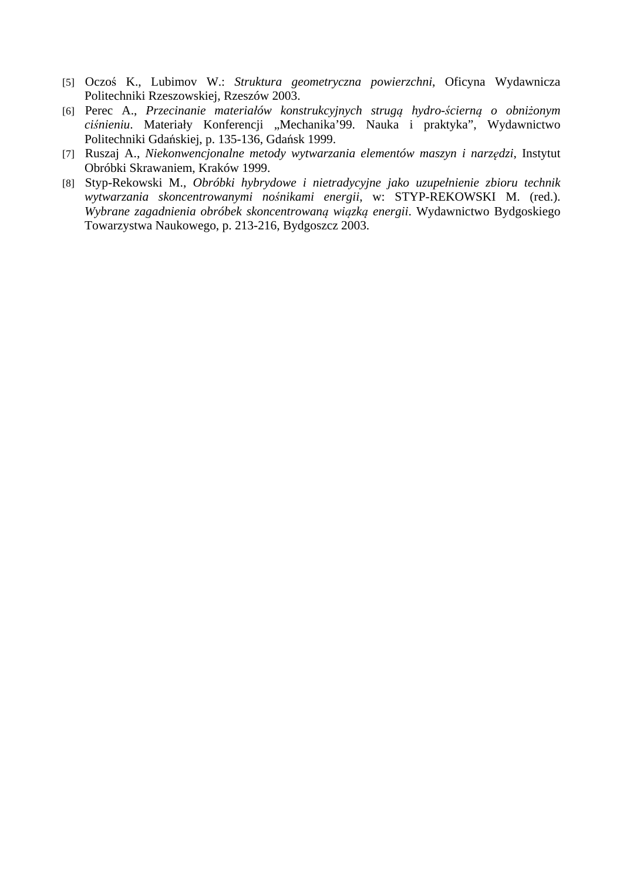[5] Oczoś K., Lubimov W.: *Struktura geometryczna powierzchni*, Oficyna Wydawnicza Politechniki Rzeszowskiej, Rzeszów 2003.

[6] Perec A., *Przecinanie materiałów konstrukcyjnych strugą hydro-ścierną o obniżonym ciśnieniu*. Materiały Konferencji „Mechanika'99. Nauka i praktyka", Wydawnictwo Politechniki Gdańskiej, p. 135-136, Gdańsk 1999.

[7] Ruszaj A., *Niekonwencjonalne metody wytwarzania elementów maszyn i narzędzi*, Instytut Obróbki Skrawaniem, Kraków 1999.

[8] Styp-Rekowski M., *Obróbki hybrydowe i nietradycyjne jako uzupełnienie zbioru technik wytwarzania skoncentrowanymi nośnikami energii*, w: STYP-REKOWSKI M. (red.). *Wybrane zagadnienia obróbek skoncentrowaną wiązką energii*. Wydawnictwo Bydgoskiego Towarzystwa Naukowego, p. 213-216, Bydgoszcz 2003.